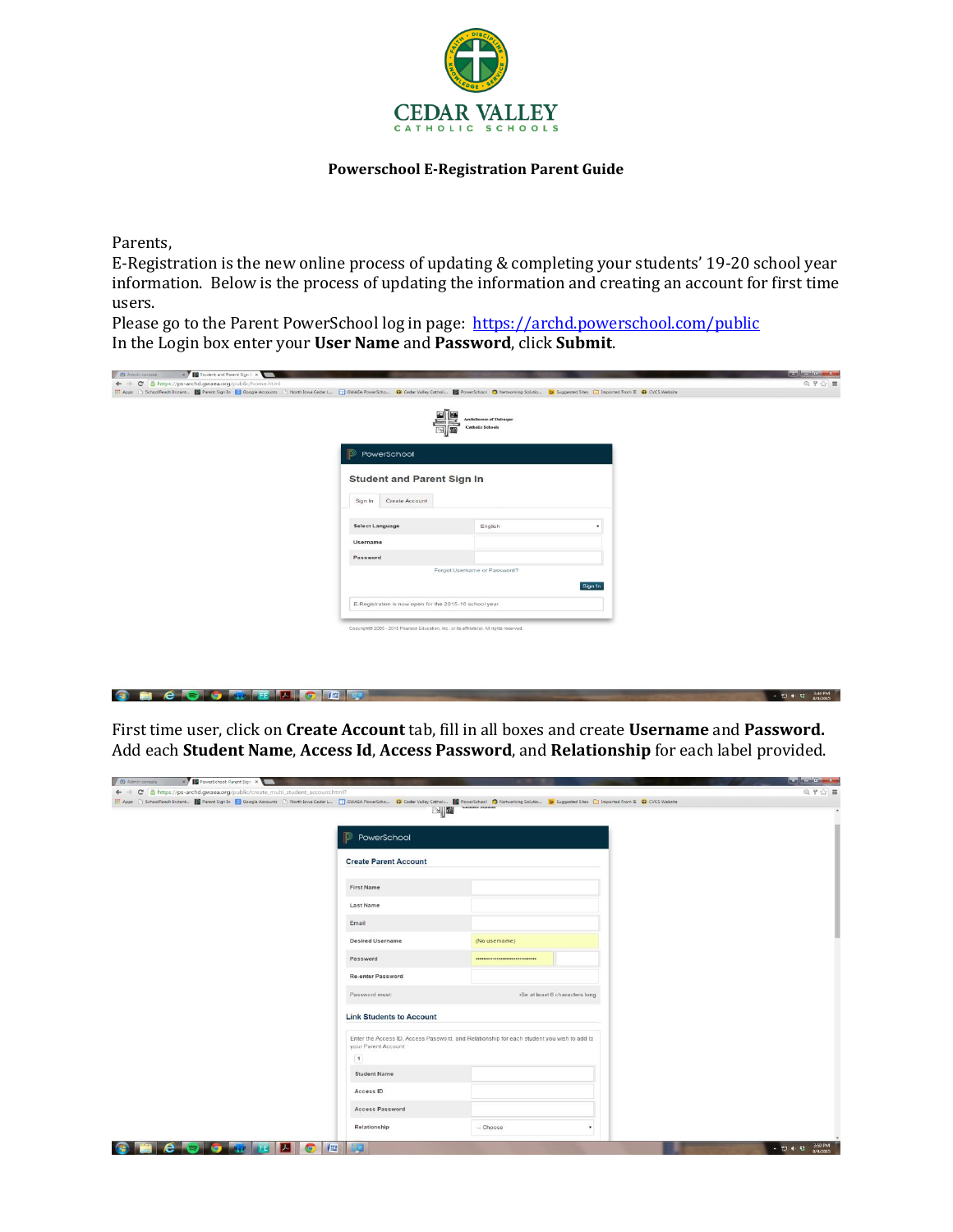CEDAR VALLEY
CATHOLIC SCHOOLS

**Powerschool E-Registration Parent Guide**

Parents,
E-Registration is the new online process of updating & completing your students' 19-20 school year information. Below is the process of updating the information and creating an account for first time users.
Please go to the Parent PowerSchool log in page: https://archd.powerschool.com/public
In the Login box enter your **User Name** and **Password**, click **Submit**.

First time user, click on **Create Account** tab, fill in all boxes and create **Username** and **Password.**
Add each **Student Name**, **Access Id**, **Access Password**, and **Relationship** for each label provided.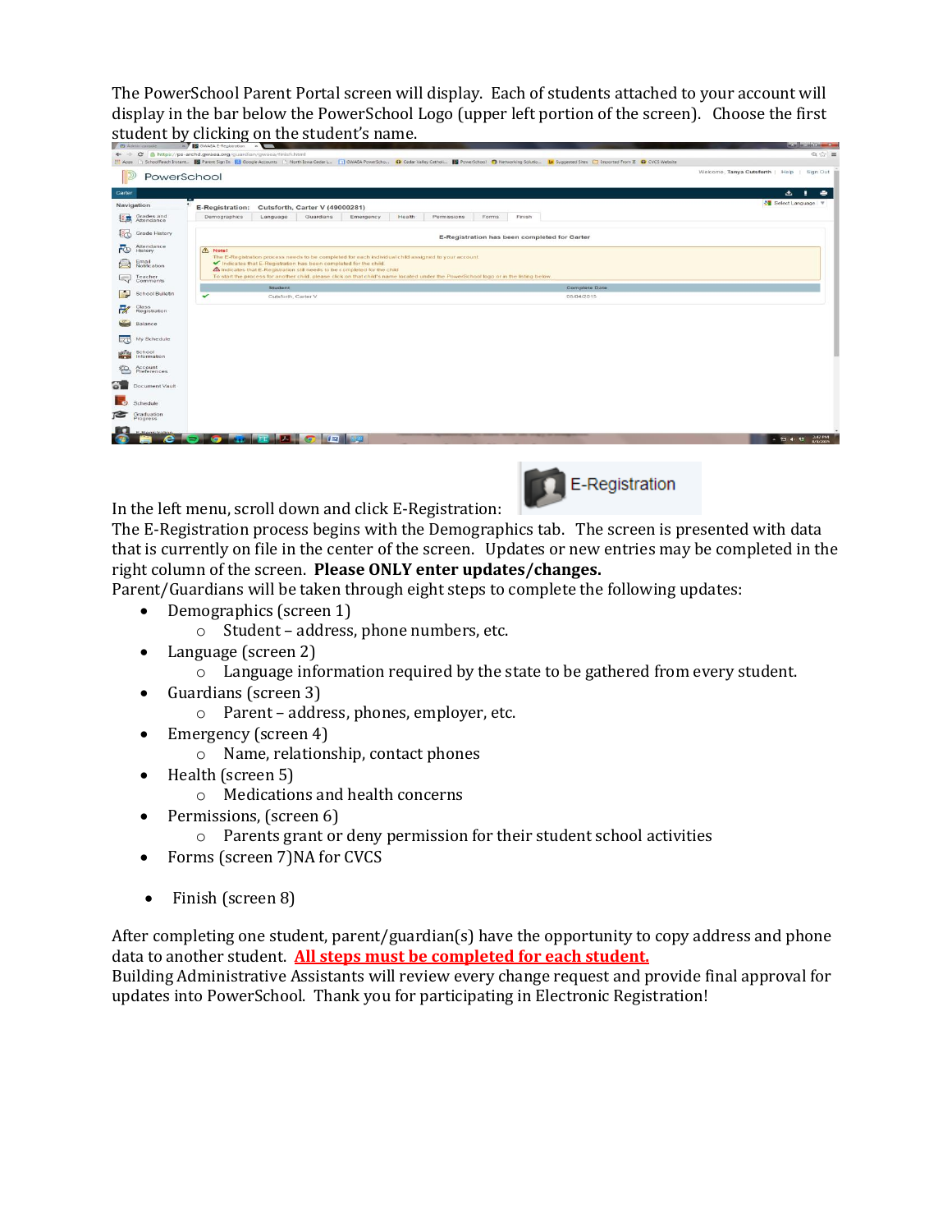The PowerSchool Parent Portal screen will display. Each of students attached to your account will display in the bar below the PowerSchool Logo (upper left portion of the screen). Choose the first student by clicking on the student's name.

In the left menu, scroll down and click E-Registration:

The E-Registration process begins with the Demographics tab. The screen is presented with data that is currently on file in the center of the screen. Updates or new entries may be completed in the right column of the screen. **Please ONLY enter updates/changes.**

Parent/Guardians will be taken through eight steps to complete the following updates:

- Demographics (screen 1)
  - Student – address, phone numbers, etc.
- Language (screen 2)
  - Language information required by the state to be gathered from every student.
- Guardians (screen 3)
  - Parent – address, phones, employer, etc.
- Emergency (screen 4)
  - Name, relationship, contact phones
- Health (screen 5)
  - Medications and health concerns
- Permissions, (screen 6)
  - Parents grant or deny permission for their student school activities
- Forms (screen 7)NA for CVCS
- Finish (screen 8)

After completing one student, parent/guardian(s) have the opportunity to copy address and phone data to another student. **All steps must be completed for each student.**

Building Administrative Assistants will review every change request and provide final approval for updates into PowerSchool. Thank you for participating in Electronic Registration!